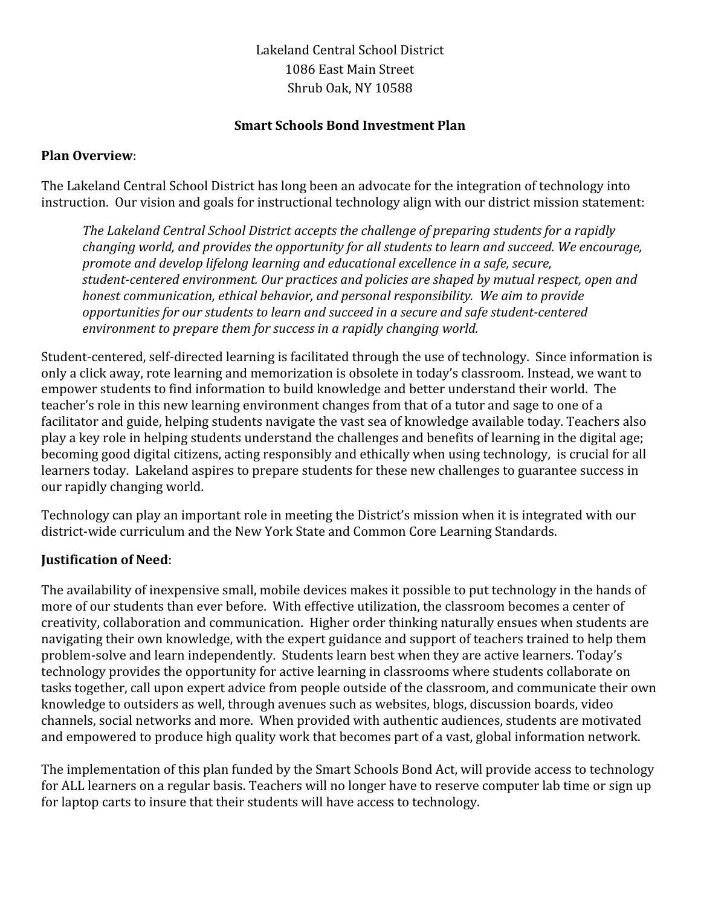Lakeland Central School District
1086 East Main Street
Shrub Oak, NY 10588

# Smart Schools Bond Investment Plan

**Plan Overview**:

The Lakeland Central School District has long been an advocate for the integration of technology into instruction. Our vision and goals for instructional technology align with our district mission statement:

> *The Lakeland Central School District accepts the challenge of preparing students for a rapidly changing world, and provides the opportunity for all students to learn and succeed. We encourage, promote and develop lifelong learning and educational excellence in a safe, secure, student-centered environment. Our practices and policies are shaped by mutual respect, open and honest communication, ethical behavior, and personal responsibility. We aim to provide opportunities for our students to learn and succeed in a secure and safe student-centered environment to prepare them for success in a rapidly changing world.*

Student-centered, self-directed learning is facilitated through the use of technology. Since information is only a click away, rote learning and memorization is obsolete in today's classroom. Instead, we want to empower students to find information to build knowledge and better understand their world. The teacher's role in this new learning environment changes from that of a tutor and sage to one of a facilitator and guide, helping students navigate the vast sea of knowledge available today. Teachers also play a key role in helping students understand the challenges and benefits of learning in the digital age; becoming good digital citizens, acting responsibly and ethically when using technology, is crucial for all learners today. Lakeland aspires to prepare students for these new challenges to guarantee success in our rapidly changing world.

Technology can play an important role in meeting the District's mission when it is integrated with our district-wide curriculum and the New York State and Common Core Learning Standards.

**Justification of Need**:

The availability of inexpensive small, mobile devices makes it possible to put technology in the hands of more of our students than ever before. With effective utilization, the classroom becomes a center of creativity, collaboration and communication. Higher order thinking naturally ensues when students are navigating their own knowledge, with the expert guidance and support of teachers trained to help them problem-solve and learn independently. Students learn best when they are active learners. Today's technology provides the opportunity for active learning in classrooms where students collaborate on tasks together, call upon expert advice from people outside of the classroom, and communicate their own knowledge to outsiders as well, through avenues such as websites, blogs, discussion boards, video channels, social networks and more. When provided with authentic audiences, students are motivated and empowered to produce high quality work that becomes part of a vast, global information network.

The implementation of this plan funded by the Smart Schools Bond Act, will provide access to technology for ALL learners on a regular basis. Teachers will no longer have to reserve computer lab time or sign up for laptop carts to insure that their students will have access to technology.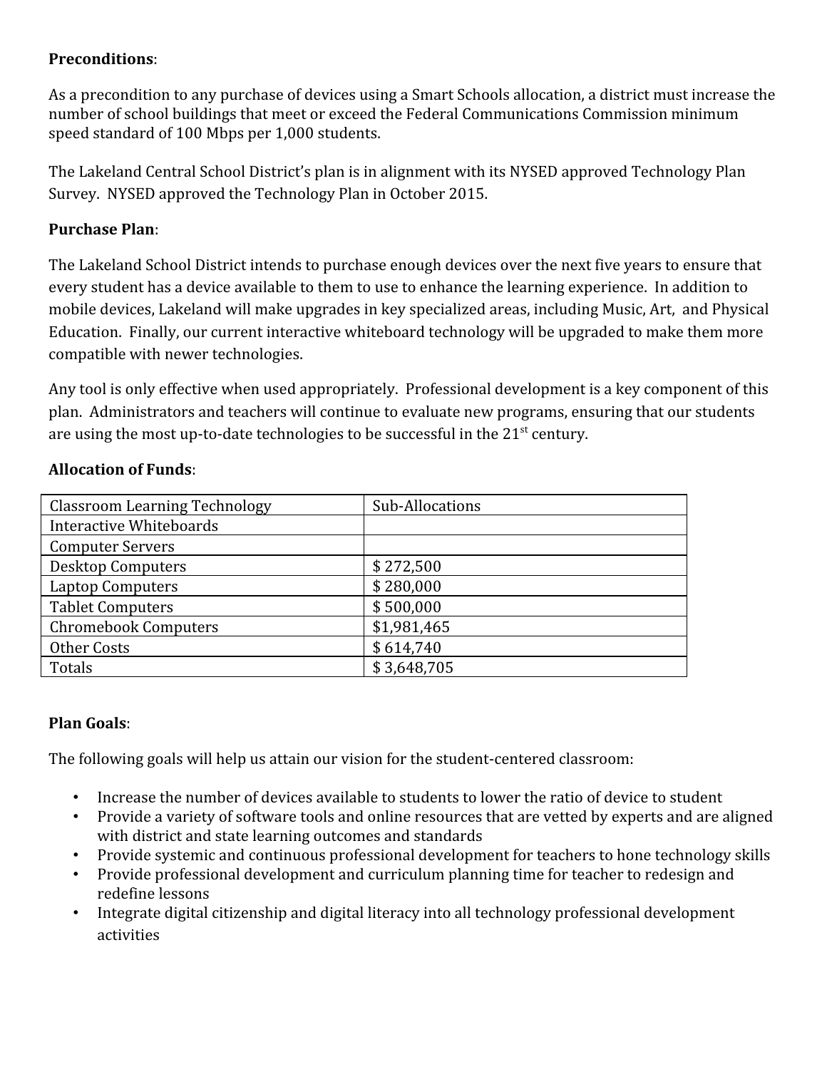**Preconditions**:

As a precondition to any purchase of devices using a Smart Schools allocation, a district must increase the number of school buildings that meet or exceed the Federal Communications Commission minimum speed standard of 100 Mbps per 1,000 students.

The Lakeland Central School District's plan is in alignment with its NYSED approved Technology Plan Survey. NYSED approved the Technology Plan in October 2015.

**Purchase Plan**:

The Lakeland School District intends to purchase enough devices over the next five years to ensure that every student has a device available to them to use to enhance the learning experience. In addition to mobile devices, Lakeland will make upgrades in key specialized areas, including Music, Art, and Physical Education. Finally, our current interactive whiteboard technology will be upgraded to make them more compatible with newer technologies.

Any tool is only effective when used appropriately. Professional development is a key component of this plan. Administrators and teachers will continue to evaluate new programs, ensuring that our students are using the most up-to-date technologies to be successful in the 21st century.

**Allocation of Funds**:

| Classroom Learning Technology | Sub-Allocations |
|---|---|
| Interactive Whiteboards | |
| Computer Servers | |
| Desktop Computers | $ 272,500 |
| Laptop Computers | $ 280,000 |
| Tablet Computers | $ 500,000 |
| Chromebook Computers | $1,981,465 |
| Other Costs | $ 614,740 |
| Totals | $ 3,648,705 |

**Plan Goals**:

The following goals will help us attain our vision for the student-centered classroom:

- Increase the number of devices available to students to lower the ratio of device to student
- Provide a variety of software tools and online resources that are vetted by experts and are aligned with district and state learning outcomes and standards
- Provide systemic and continuous professional development for teachers to hone technology skills
- Provide professional development and curriculum planning time for teacher to redesign and redefine lessons
- Integrate digital citizenship and digital literacy into all technology professional development activities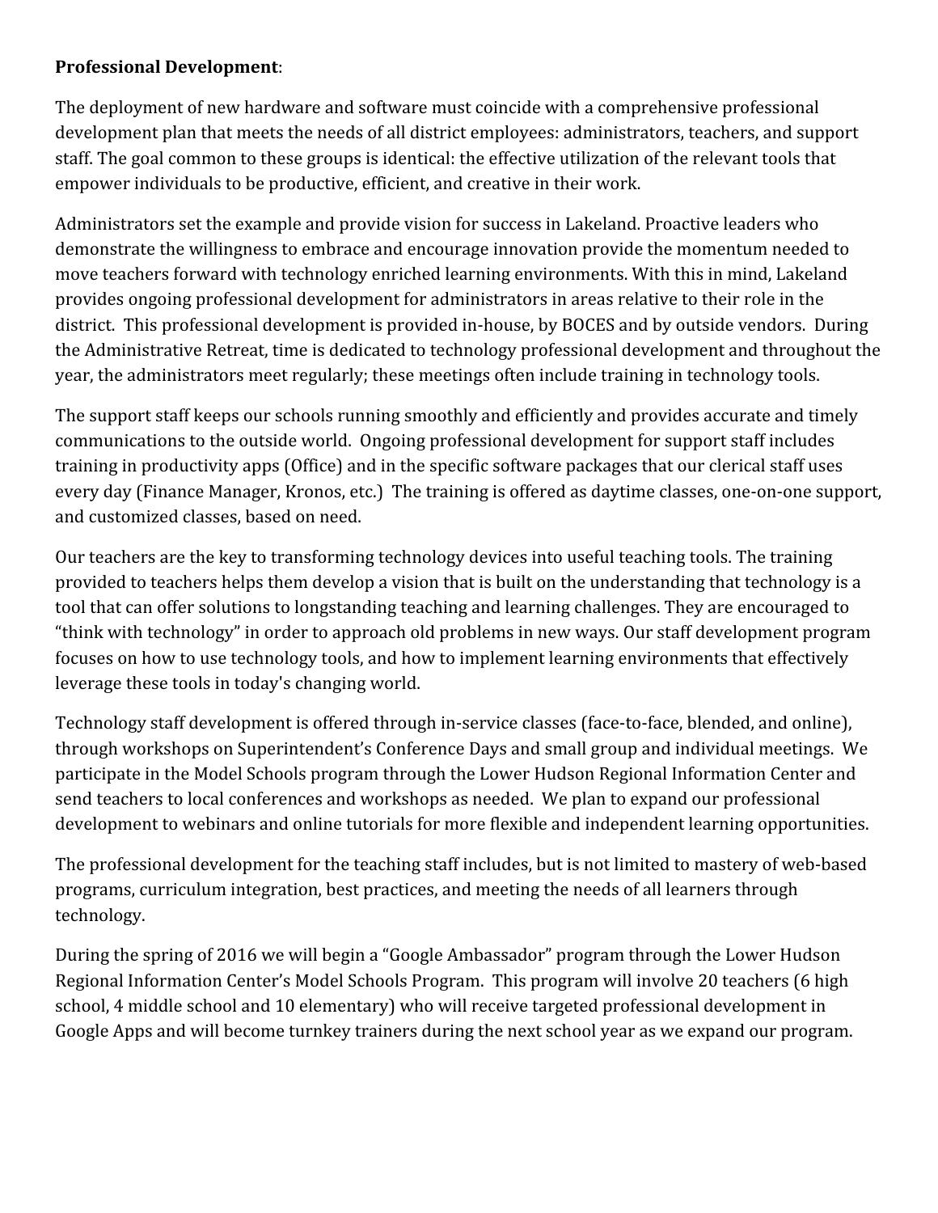**Professional Development**:

The deployment of new hardware and software must coincide with a comprehensive professional development plan that meets the needs of all district employees: administrators, teachers, and support staff. The goal common to these groups is identical: the effective utilization of the relevant tools that empower individuals to be productive, efficient, and creative in their work.

Administrators set the example and provide vision for success in Lakeland. Proactive leaders who demonstrate the willingness to embrace and encourage innovation provide the momentum needed to move teachers forward with technology enriched learning environments. With this in mind, Lakeland provides ongoing professional development for administrators in areas relative to their role in the district. This professional development is provided in-house, by BOCES and by outside vendors. During the Administrative Retreat, time is dedicated to technology professional development and throughout the year, the administrators meet regularly; these meetings often include training in technology tools.

The support staff keeps our schools running smoothly and efficiently and provides accurate and timely communications to the outside world. Ongoing professional development for support staff includes training in productivity apps (Office) and in the specific software packages that our clerical staff uses every day (Finance Manager, Kronos, etc.) The training is offered as daytime classes, one-on-one support, and customized classes, based on need.

Our teachers are the key to transforming technology devices into useful teaching tools. The training provided to teachers helps them develop a vision that is built on the understanding that technology is a tool that can offer solutions to longstanding teaching and learning challenges. They are encouraged to "think with technology" in order to approach old problems in new ways. Our staff development program focuses on how to use technology tools, and how to implement learning environments that effectively leverage these tools in today's changing world.

Technology staff development is offered through in-service classes (face-to-face, blended, and online), through workshops on Superintendent's Conference Days and small group and individual meetings. We participate in the Model Schools program through the Lower Hudson Regional Information Center and send teachers to local conferences and workshops as needed. We plan to expand our professional development to webinars and online tutorials for more flexible and independent learning opportunities.

The professional development for the teaching staff includes, but is not limited to mastery of web-based programs, curriculum integration, best practices, and meeting the needs of all learners through technology.

During the spring of 2016 we will begin a "Google Ambassador" program through the Lower Hudson Regional Information Center's Model Schools Program. This program will involve 20 teachers (6 high school, 4 middle school and 10 elementary) who will receive targeted professional development in Google Apps and will become turnkey trainers during the next school year as we expand our program.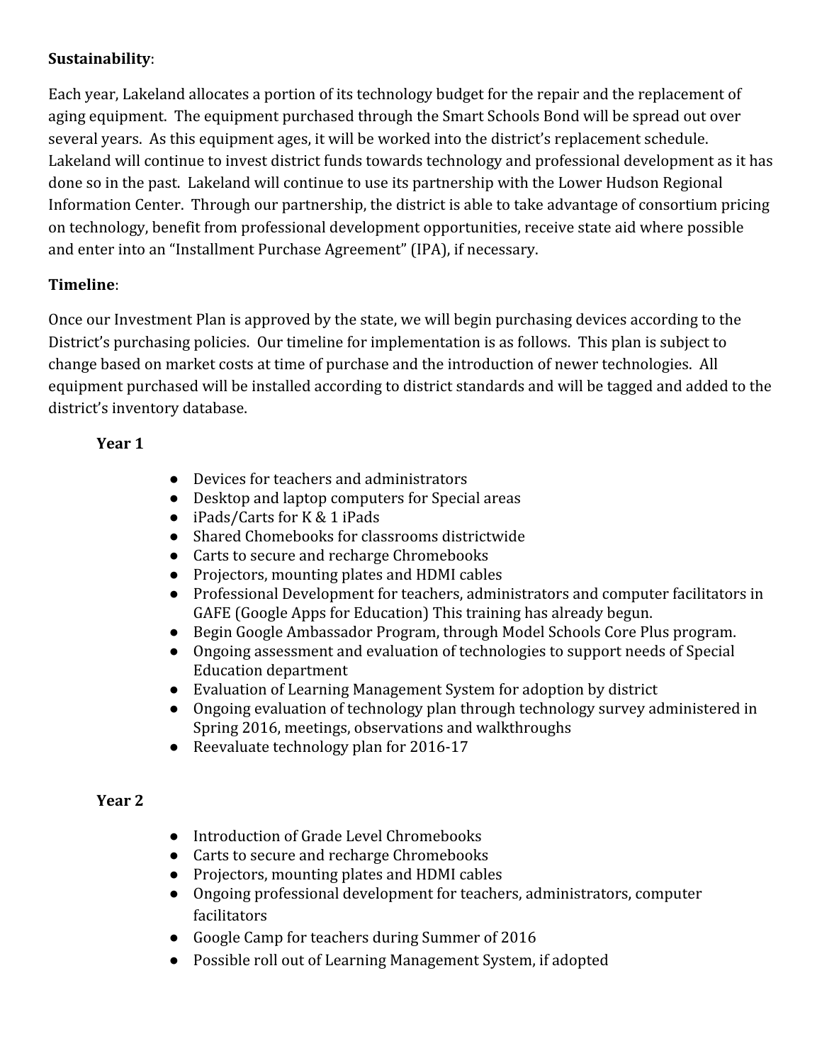**Sustainability**:

Each year, Lakeland allocates a portion of its technology budget for the repair and the replacement of aging equipment. The equipment purchased through the Smart Schools Bond will be spread out over several years. As this equipment ages, it will be worked into the district's replacement schedule. Lakeland will continue to invest district funds towards technology and professional development as it has done so in the past. Lakeland will continue to use its partnership with the Lower Hudson Regional Information Center. Through our partnership, the district is able to take advantage of consortium pricing on technology, benefit from professional development opportunities, receive state aid where possible and enter into an "Installment Purchase Agreement" (IPA), if necessary.

**Timeline**:

Once our Investment Plan is approved by the state, we will begin purchasing devices according to the District's purchasing policies. Our timeline for implementation is as follows. This plan is subject to change based on market costs at time of purchase and the introduction of newer technologies. All equipment purchased will be installed according to district standards and will be tagged and added to the district's inventory database.

**Year 1**

- Devices for teachers and administrators
- Desktop and laptop computers for Special areas
- iPads/Carts for K & 1 iPads
- Shared Chomebooks for classrooms districtwide
- Carts to secure and recharge Chromebooks
- Projectors, mounting plates and HDMI cables
- Professional Development for teachers, administrators and computer facilitators in GAFE (Google Apps for Education) This training has already begun.
- Begin Google Ambassador Program, through Model Schools Core Plus program.
- Ongoing assessment and evaluation of technologies to support needs of Special Education department
- Evaluation of Learning Management System for adoption by district
- Ongoing evaluation of technology plan through technology survey administered in Spring 2016, meetings, observations and walkthroughs
- Reevaluate technology plan for 2016-17

**Year 2**

- Introduction of Grade Level Chromebooks
- Carts to secure and recharge Chromebooks
- Projectors, mounting plates and HDMI cables
- Ongoing professional development for teachers, administrators, computer facilitators
- Google Camp for teachers during Summer of 2016
- Possible roll out of Learning Management System, if adopted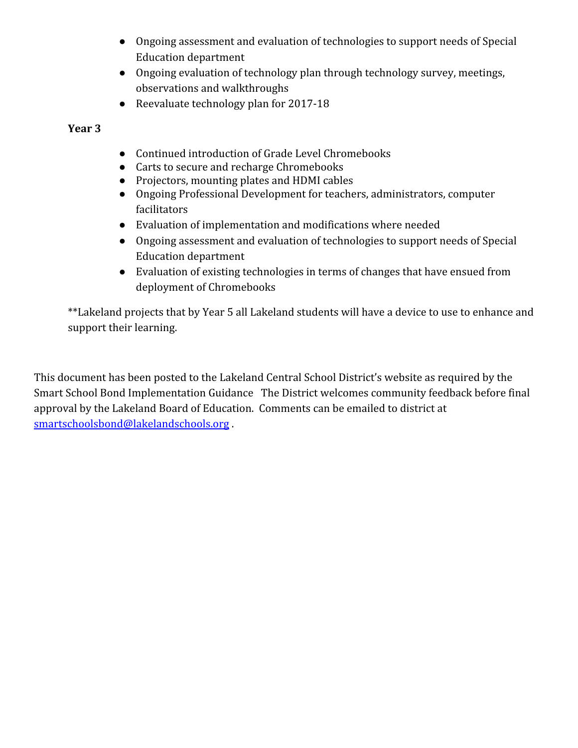- Ongoing assessment and evaluation of technologies to support needs of Special Education department
- Ongoing evaluation of technology plan through technology survey, meetings, observations and walkthroughs
- Reevaluate technology plan for 2017-18

**Year 3**

- Continued introduction of Grade Level Chromebooks
- Carts to secure and recharge Chromebooks
- Projectors, mounting plates and HDMI cables
- Ongoing Professional Development for teachers, administrators, computer facilitators
- Evaluation of implementation and modifications where needed
- Ongoing assessment and evaluation of technologies to support needs of Special Education department
- Evaluation of existing technologies in terms of changes that have ensued from deployment of Chromebooks

**Lakeland projects that by Year 5 all Lakeland students will have a device to use to enhance and support their learning.

This document has been posted to the Lakeland Central School District's website as required by the Smart School Bond Implementation Guidance   The District welcomes community feedback before final approval by the Lakeland Board of Education.  Comments can be emailed to district at smartschoolsbond@lakelandschools.org .